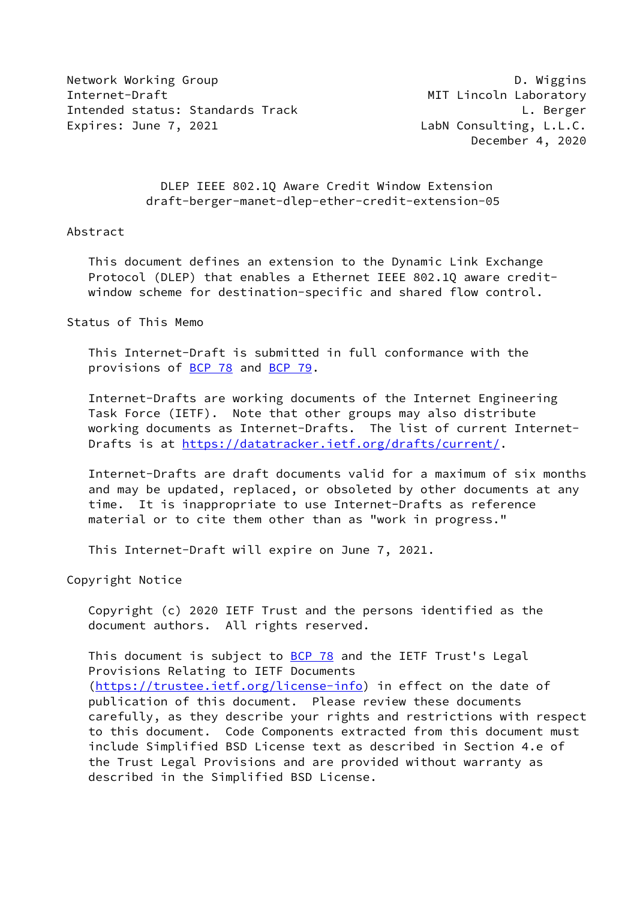Network Working Group D. Wiggins
Internet-Draft MIT Lincoln Laboratory
Intended status: Standards Track L. Berger
Expires: June 7, 2021 LabN Consulting, L.L.C.
December 4, 2020

# DLEP IEEE 802.1Q Aware Credit Window Extension
draft-berger-manet-dlep-ether-credit-extension-05

## Abstract

This document defines an extension to the Dynamic Link Exchange Protocol (DLEP) that enables a Ethernet IEEE 802.1Q aware credit-window scheme for destination-specific and shared flow control.

## Status of This Memo

This Internet-Draft is submitted in full conformance with the provisions of BCP 78 and BCP 79.

Internet-Drafts are working documents of the Internet Engineering Task Force (IETF). Note that other groups may also distribute working documents as Internet-Drafts. The list of current Internet-Drafts is at https://datatracker.ietf.org/drafts/current/.

Internet-Drafts are draft documents valid for a maximum of six months and may be updated, replaced, or obsoleted by other documents at any time. It is inappropriate to use Internet-Drafts as reference material or to cite them other than as "work in progress."

This Internet-Draft will expire on June 7, 2021.

## Copyright Notice

Copyright (c) 2020 IETF Trust and the persons identified as the document authors. All rights reserved.

This document is subject to BCP 78 and the IETF Trust's Legal Provisions Relating to IETF Documents (https://trustee.ietf.org/license-info) in effect on the date of publication of this document. Please review these documents carefully, as they describe your rights and restrictions with respect to this document. Code Components extracted from this document must include Simplified BSD License text as described in Section 4.e of the Trust Legal Provisions and are provided without warranty as described in the Simplified BSD License.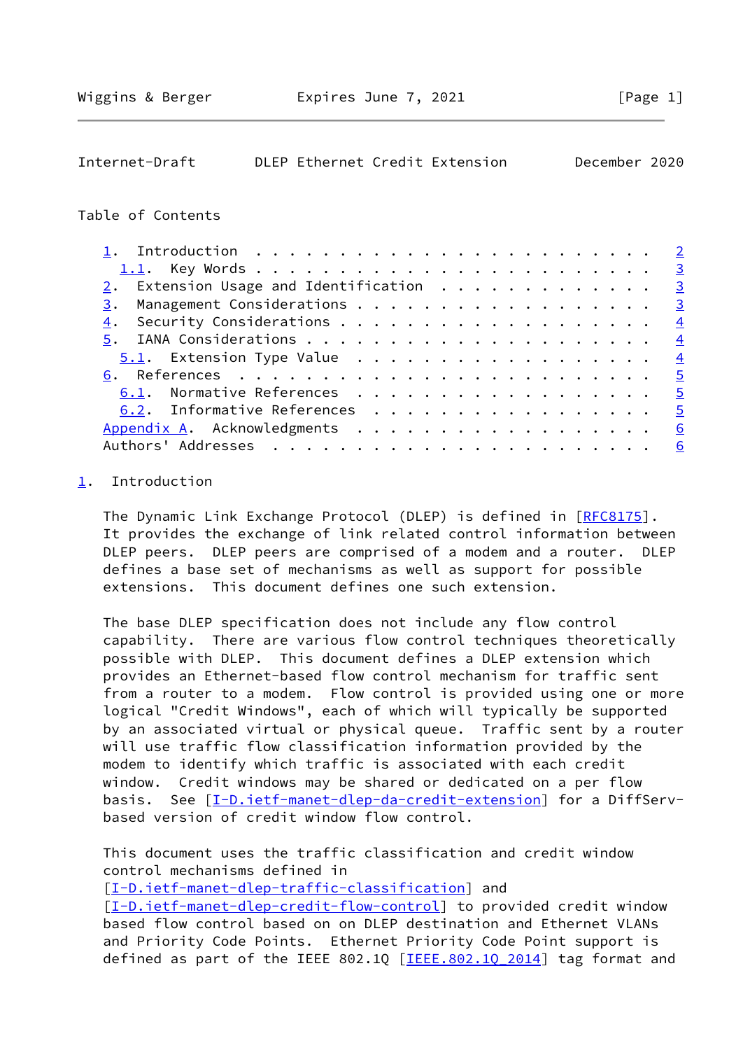Table of Contents

- 1. Introduction . . . . . . . . . . . . . . . . . . . . . . . . 2
  - 1.1. Key Words . . . . . . . . . . . . . . . . . . . . . . . 3
- 2. Extension Usage and Identification . . . . . . . . . . . . . 3
- 3. Management Considerations . . . . . . . . . . . . . . . . . . 3
- 4. Security Considerations . . . . . . . . . . . . . . . . . . . 4
- 5. IANA Considerations . . . . . . . . . . . . . . . . . . . . . 4
  - 5.1. Extension Type Value . . . . . . . . . . . . . . . . . . 4
- 6. References . . . . . . . . . . . . . . . . . . . . . . . . . 5
  - 6.1. Normative References . . . . . . . . . . . . . . . . . . 5
  - 6.2. Informative References . . . . . . . . . . . . . . . . . 5
- Appendix A. Acknowledgments . . . . . . . . . . . . . . . . . . . 6
- Authors' Addresses . . . . . . . . . . . . . . . . . . . . . . . 6

## 1. Introduction

The Dynamic Link Exchange Protocol (DLEP) is defined in [RFC8175]. It provides the exchange of link related control information between DLEP peers. DLEP peers are comprised of a modem and a router. DLEP defines a base set of mechanisms as well as support for possible extensions. This document defines one such extension.

The base DLEP specification does not include any flow control capability. There are various flow control techniques theoretically possible with DLEP. This document defines a DLEP extension which provides an Ethernet-based flow control mechanism for traffic sent from a router to a modem. Flow control is provided using one or more logical "Credit Windows", each of which will typically be supported by an associated virtual or physical queue. Traffic sent by a router will use traffic flow classification information provided by the modem to identify which traffic is associated with each credit window. Credit windows may be shared or dedicated on a per flow basis. See [I-D.ietf-manet-dlep-da-credit-extension] for a DiffServ-based version of credit window flow control.

This document uses the traffic classification and credit window control mechanisms defined in [I-D.ietf-manet-dlep-traffic-classification] and [I-D.ietf-manet-dlep-credit-flow-control] to provided credit window based flow control based on on DLEP destination and Ethernet VLANs and Priority Code Points. Ethernet Priority Code Point support is defined as part of the IEEE 802.1Q [IEEE.802.1Q_2014] tag format and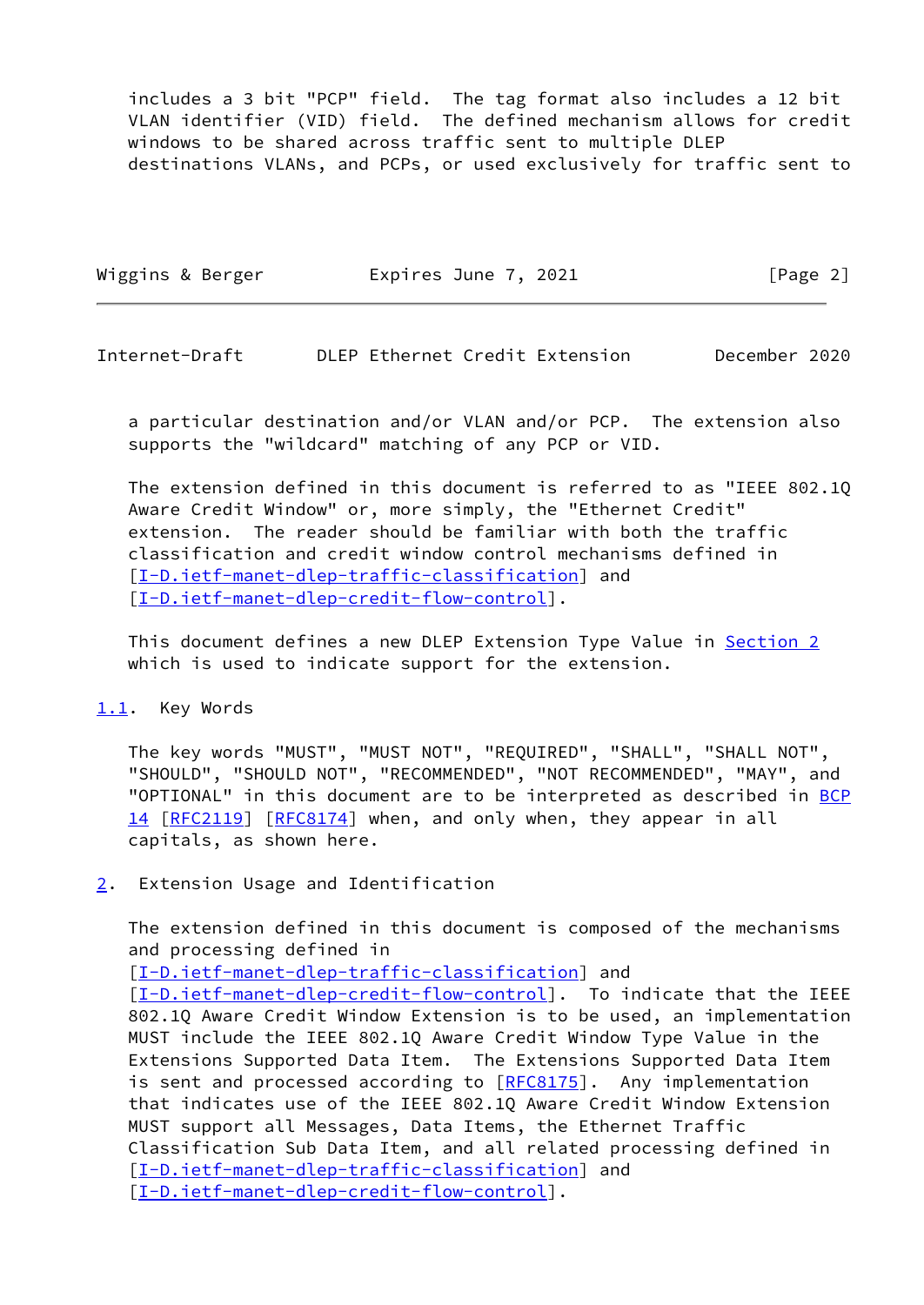includes a 3 bit "PCP" field. The tag format also includes a 12 bit VLAN identifier (VID) field. The defined mechanism allows for credit windows to be shared across traffic sent to multiple DLEP destinations VLANs, and PCPs, or used exclusively for traffic sent to a particular destination and/or VLAN and/or PCP. The extension also supports the "wildcard" matching of any PCP or VID.

The extension defined in this document is referred to as "IEEE 802.1Q Aware Credit Window" or, more simply, the "Ethernet Credit" extension. The reader should be familiar with both the traffic classification and credit window control mechanisms defined in [I-D.ietf-manet-dlep-traffic-classification] and [I-D.ietf-manet-dlep-credit-flow-control].

This document defines a new DLEP Extension Type Value in Section 2 which is used to indicate support for the extension.

### 1.1. Key Words

The key words "MUST", "MUST NOT", "REQUIRED", "SHALL", "SHALL NOT", "SHOULD", "SHOULD NOT", "RECOMMENDED", "NOT RECOMMENDED", "MAY", and "OPTIONAL" in this document are to be interpreted as described in BCP 14 [RFC2119] [RFC8174] when, and only when, they appear in all capitals, as shown here.

## 2. Extension Usage and Identification

The extension defined in this document is composed of the mechanisms and processing defined in [I-D.ietf-manet-dlep-traffic-classification] and [I-D.ietf-manet-dlep-credit-flow-control]. To indicate that the IEEE 802.1Q Aware Credit Window Extension is to be used, an implementation MUST include the IEEE 802.1Q Aware Credit Window Type Value in the Extensions Supported Data Item. The Extensions Supported Data Item is sent and processed according to [RFC8175]. Any implementation that indicates use of the IEEE 802.1Q Aware Credit Window Extension MUST support all Messages, Data Items, the Ethernet Traffic Classification Sub Data Item, and all related processing defined in [I-D.ietf-manet-dlep-traffic-classification] and [I-D.ietf-manet-dlep-credit-flow-control].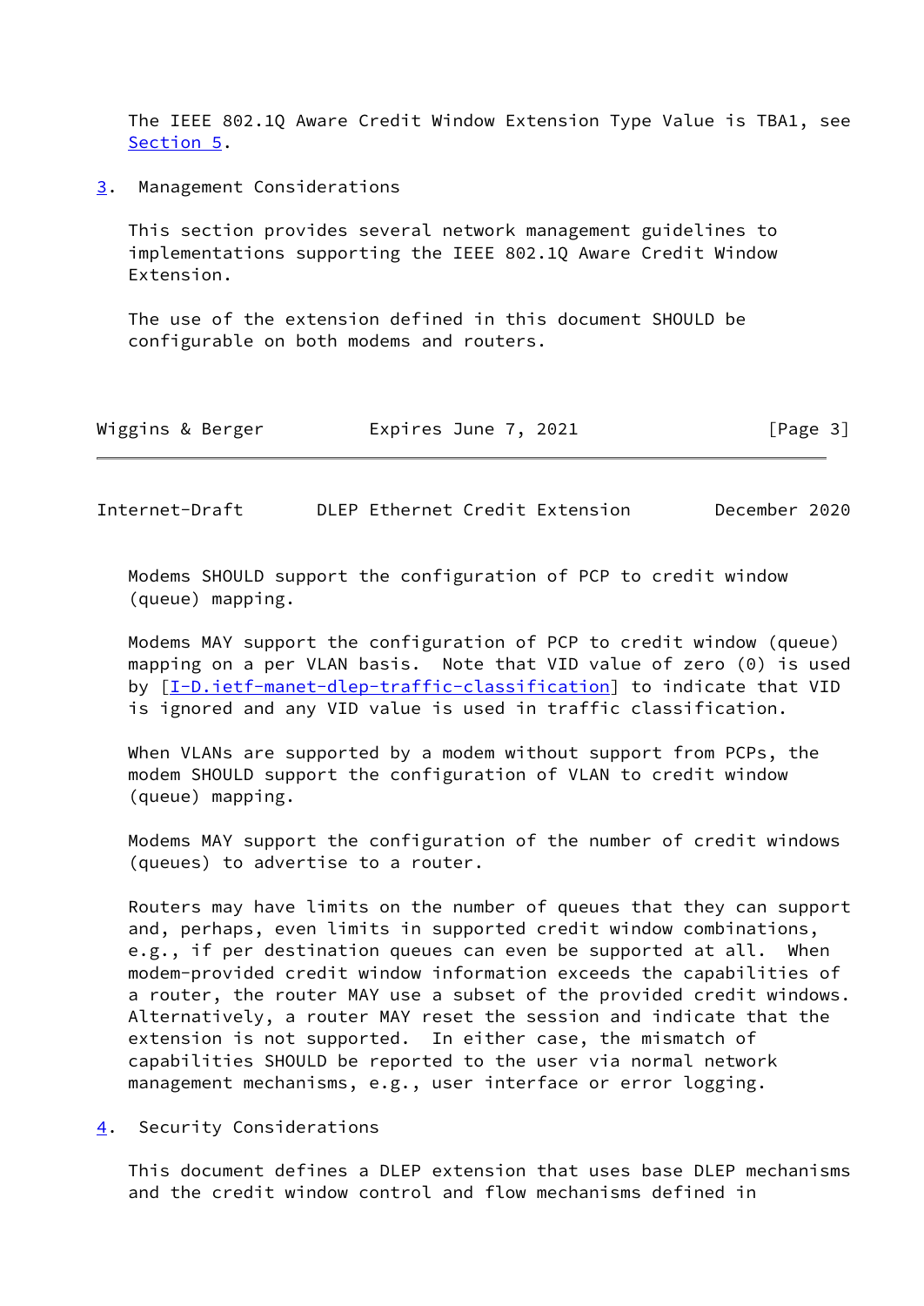The IEEE 802.1Q Aware Credit Window Extension Type Value is TBA1, see Section 5.

## 3. Management Considerations

This section provides several network management guidelines to implementations supporting the IEEE 802.1Q Aware Credit Window Extension.

The use of the extension defined in this document SHOULD be configurable on both modems and routers.

Modems SHOULD support the configuration of PCP to credit window (queue) mapping.

Modems MAY support the configuration of PCP to credit window (queue) mapping on a per VLAN basis. Note that VID value of zero (0) is used by [I-D.ietf-manet-dlep-traffic-classification] to indicate that VID is ignored and any VID value is used in traffic classification.

When VLANs are supported by a modem without support from PCPs, the modem SHOULD support the configuration of VLAN to credit window (queue) mapping.

Modems MAY support the configuration of the number of credit windows (queues) to advertise to a router.

Routers may have limits on the number of queues that they can support and, perhaps, even limits in supported credit window combinations, e.g., if per destination queues can even be supported at all. When modem-provided credit window information exceeds the capabilities of a router, the router MAY use a subset of the provided credit windows. Alternatively, a router MAY reset the session and indicate that the extension is not supported. In either case, the mismatch of capabilities SHOULD be reported to the user via normal network management mechanisms, e.g., user interface or error logging.

## 4. Security Considerations

This document defines a DLEP extension that uses base DLEP mechanisms and the credit window control and flow mechanisms defined in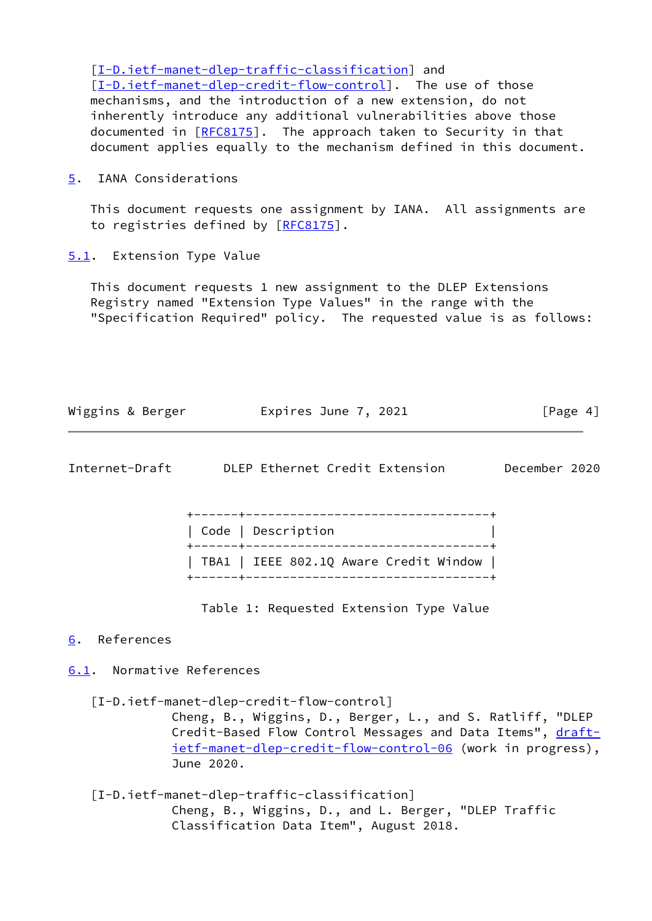[I-D.ietf-manet-dlep-traffic-classification] and [I-D.ietf-manet-dlep-credit-flow-control]. The use of those mechanisms, and the introduction of a new extension, do not inherently introduce any additional vulnerabilities above those documented in [RFC8175]. The approach taken to Security in that document applies equally to the mechanism defined in this document.

## 5. IANA Considerations

This document requests one assignment by IANA. All assignments are to registries defined by [RFC8175].

### 5.1. Extension Type Value

This document requests 1 new assignment to the DLEP Extensions Registry named "Extension Type Values" in the range with the "Specification Required" policy. The requested value is as follows:

| Code | Description |
| --- | --- |
| TBA1 | IEEE 802.1Q Aware Credit Window |

Table 1: Requested Extension Type Value

## 6. References

### 6.1. Normative References

[I-D.ietf-manet-dlep-credit-flow-control]
Cheng, B., Wiggins, D., Berger, L., and S. Ratliff, "DLEP Credit-Based Flow Control Messages and Data Items", draft-ietf-manet-dlep-credit-flow-control-06 (work in progress), June 2020.

[I-D.ietf-manet-dlep-traffic-classification]
Cheng, B., Wiggins, D., and L. Berger, "DLEP Traffic Classification Data Item", August 2018.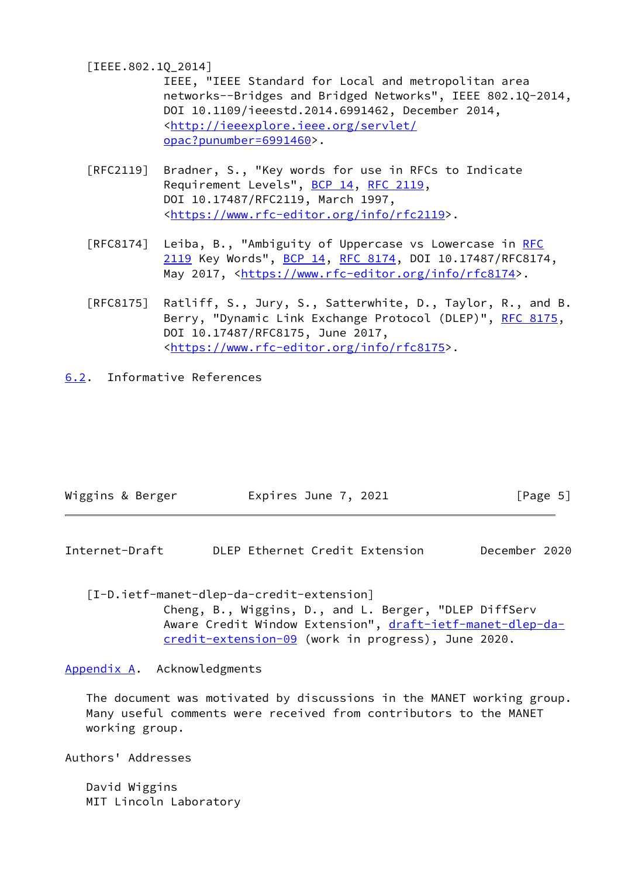[IEEE.802.1Q_2014]
IEEE, "IEEE Standard for Local and metropolitan area networks--Bridges and Bridged Networks", IEEE 802.1Q-2014, DOI 10.1109/ieeestd.2014.6991462, December 2014, <http://ieeexplore.ieee.org/servlet/opac?punumber=6991460>.

[RFC2119] Bradner, S., "Key words for use in RFCs to Indicate Requirement Levels", BCP 14, RFC 2119, DOI 10.17487/RFC2119, March 1997, <https://www.rfc-editor.org/info/rfc2119>.

[RFC8174] Leiba, B., "Ambiguity of Uppercase vs Lowercase in RFC 2119 Key Words", BCP 14, RFC 8174, DOI 10.17487/RFC8174, May 2017, <https://www.rfc-editor.org/info/rfc8174>.

[RFC8175] Ratliff, S., Jury, S., Satterwhite, D., Taylor, R., and B. Berry, "Dynamic Link Exchange Protocol (DLEP)", RFC 8175, DOI 10.17487/RFC8175, June 2017, <https://www.rfc-editor.org/info/rfc8175>.

### 6.2. Informative References

[I-D.ietf-manet-dlep-da-credit-extension]
Cheng, B., Wiggins, D., and L. Berger, "DLEP DiffServ Aware Credit Window Extension", draft-ietf-manet-dlep-da-credit-extension-09 (work in progress), June 2020.

## Appendix A. Acknowledgments

The document was motivated by discussions in the MANET working group. Many useful comments were received from contributors to the MANET working group.

## Authors' Addresses

David Wiggins
MIT Lincoln Laboratory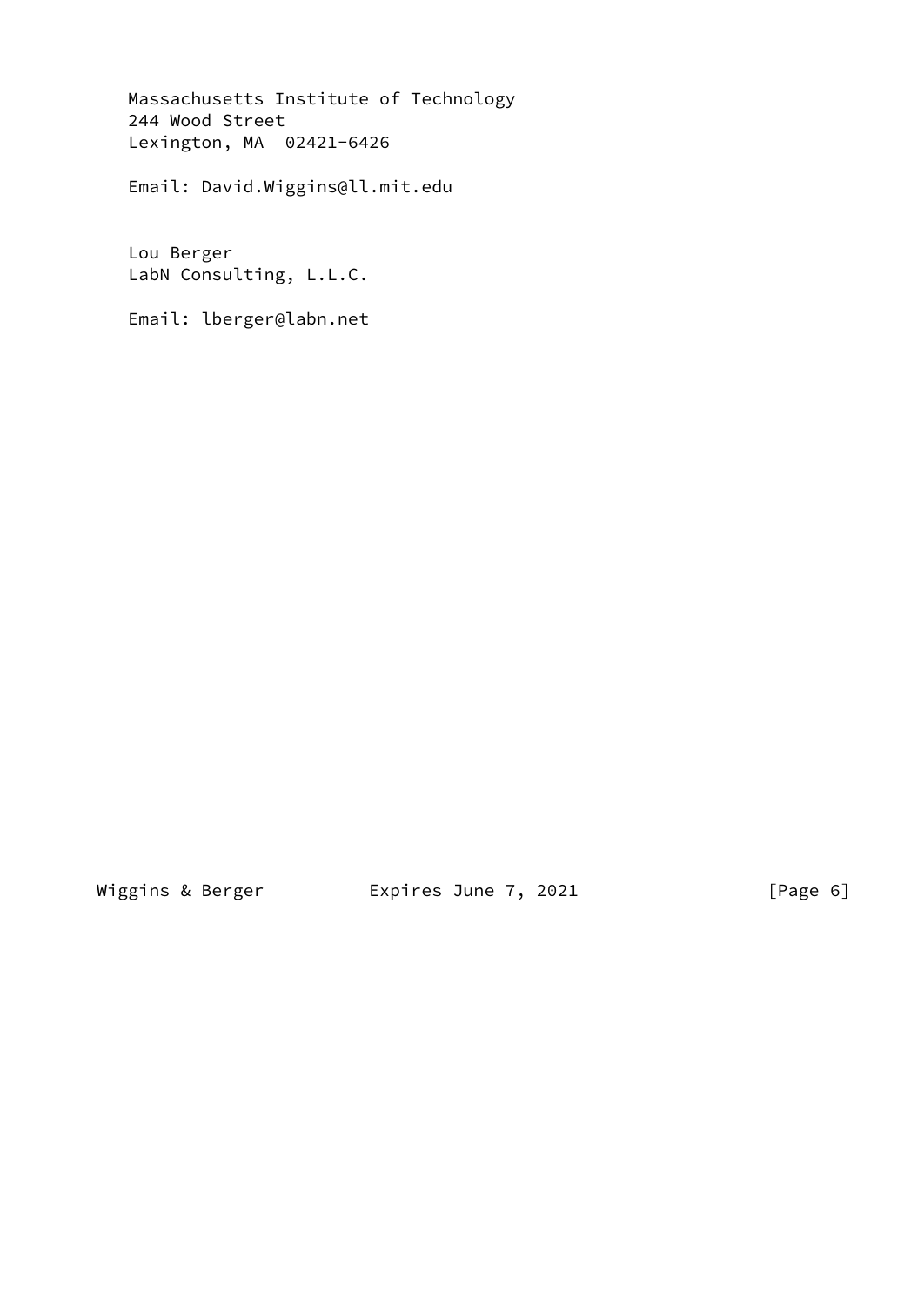Massachusetts Institute of Technology
244 Wood Street
Lexington, MA  02421-6426

Email: David.Wiggins@ll.mit.edu

Lou Berger
LabN Consulting, L.L.C.

Email: lberger@labn.net